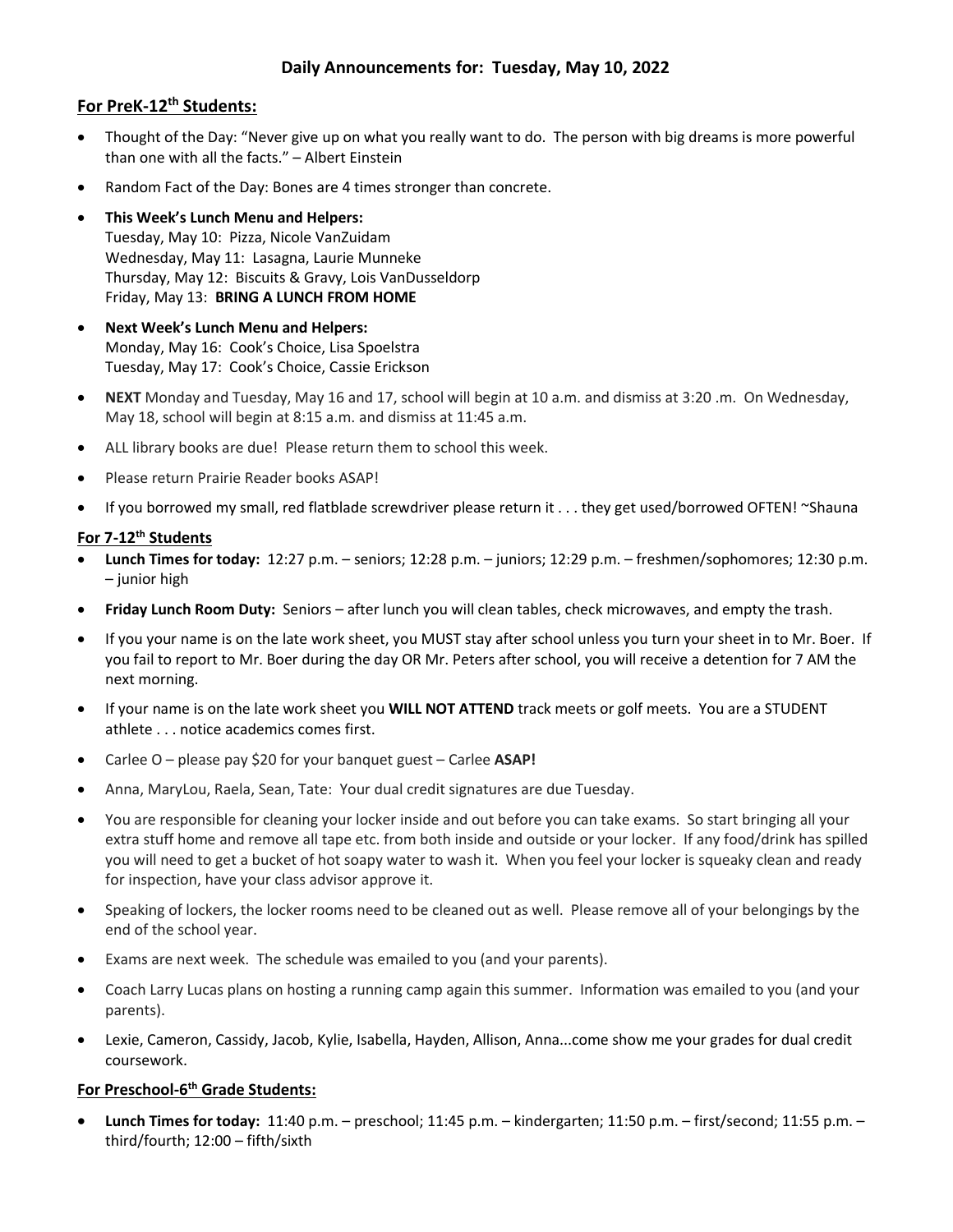# Daily Announcements for: Tuesday, May 10, 2022

## For PreK-12th Students:

- Thought of the Day: "Never give up on what you really want to do. The person with big dreams is more powerful than one with all the facts." – Albert Einstein
- Random Fact of the Day: Bones are 4 times stronger than concrete.
- **This Week's Lunch Menu and Helpers:**
  Tuesday, May 10: Pizza, Nicole VanZuidam
  Wednesday, May 11: Lasagna, Laurie Munneke
  Thursday, May 12: Biscuits & Gravy, Lois VanDusseldorp
  Friday, May 13: **BRING A LUNCH FROM HOME**
- **Next Week's Lunch Menu and Helpers:**
  Monday, May 16: Cook's Choice, Lisa Spoelstra
  Tuesday, May 17: Cook's Choice, Cassie Erickson
- **NEXT** Monday and Tuesday, May 16 and 17, school will begin at 10 a.m. and dismiss at 3:20 .m. On Wednesday, May 18, school will begin at 8:15 a.m. and dismiss at 11:45 a.m.
- ALL library books are due! Please return them to school this week.
- Please return Prairie Reader books ASAP!
- If you borrowed my small, red flatblade screwdriver please return it . . . they get used/borrowed OFTEN! ~Shauna

## For 7-12th Students

- **Lunch Times for today:** 12:27 p.m. – seniors; 12:28 p.m. – juniors; 12:29 p.m. – freshmen/sophomores; 12:30 p.m. – junior high
- **Friday Lunch Room Duty:** Seniors – after lunch you will clean tables, check microwaves, and empty the trash.
- If you your name is on the late work sheet, you MUST stay after school unless you turn your sheet in to Mr. Boer. If you fail to report to Mr. Boer during the day OR Mr. Peters after school, you will receive a detention for 7 AM the next morning.
- If your name is on the late work sheet you **WILL NOT ATTEND** track meets or golf meets. You are a STUDENT athlete . . . notice academics comes first.
- Carlee O – please pay $20 for your banquet guest – Carlee **ASAP!**
- Anna, MaryLou, Raela, Sean, Tate: Your dual credit signatures are due Tuesday.
- You are responsible for cleaning your locker inside and out before you can take exams. So start bringing all your extra stuff home and remove all tape etc. from both inside and outside or your locker. If any food/drink has spilled you will need to get a bucket of hot soapy water to wash it. When you feel your locker is squeaky clean and ready for inspection, have your class advisor approve it.
- Speaking of lockers, the locker rooms need to be cleaned out as well. Please remove all of your belongings by the end of the school year.
- Exams are next week. The schedule was emailed to you (and your parents).
- Coach Larry Lucas plans on hosting a running camp again this summer. Information was emailed to you (and your parents).
- Lexie, Cameron, Cassidy, Jacob, Kylie, Isabella, Hayden, Allison, Anna...come show me your grades for dual credit coursework.

## For Preschool-6th Grade Students:

- **Lunch Times for today:** 11:40 p.m. – preschool; 11:45 p.m. – kindergarten; 11:50 p.m. – first/second; 11:55 p.m. – third/fourth; 12:00 – fifth/sixth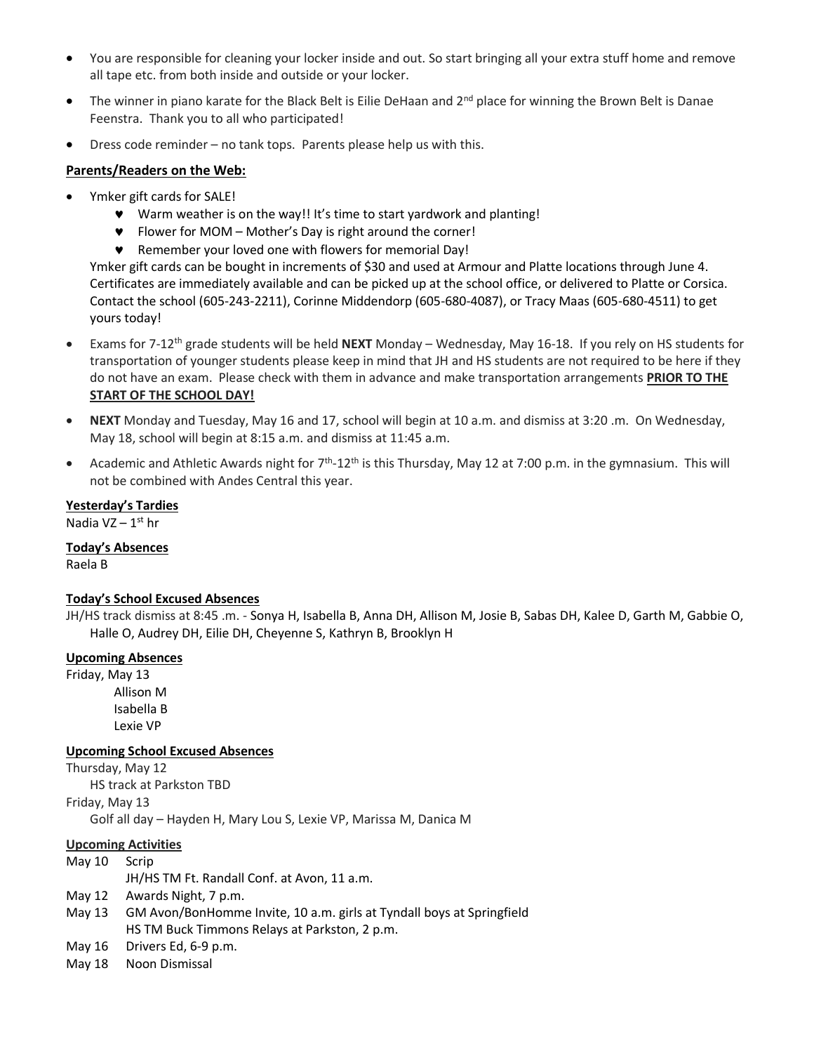- You are responsible for cleaning your locker inside and out. So start bringing all your extra stuff home and remove all tape etc. from both inside and outside or your locker.
- The winner in piano karate for the Black Belt is Eilie DeHaan and 2nd place for winning the Brown Belt is Danae Feenstra. Thank you to all who participated!
- Dress code reminder – no tank tops. Parents please help us with this.

**Parents/Readers on the Web:**

- Ymker gift cards for SALE!
  - ♥ Warm weather is on the way!! It's time to start yardwork and planting!
  - ♥ Flower for MOM – Mother's Day is right around the corner!
  - ♥ Remember your loved one with flowers for memorial Day!

  Ymker gift cards can be bought in increments of $30 and used at Armour and Platte locations through June 4. Certificates are immediately available and can be picked up at the school office, or delivered to Platte or Corsica. Contact the school (605-243-2211), Corinne Middendorp (605-680-4087), or Tracy Maas (605-680-4511) to get yours today!
- Exams for 7-12th grade students will be held **NEXT** Monday – Wednesday, May 16-18. If you rely on HS students for transportation of younger students please keep in mind that JH and HS students are not required to be here if they do not have an exam. Please check with them in advance and make transportation arrangements **PRIOR TO THE START OF THE SCHOOL DAY!**
- **NEXT** Monday and Tuesday, May 16 and 17, school will begin at 10 a.m. and dismiss at 3:20 .m. On Wednesday, May 18, school will begin at 8:15 a.m. and dismiss at 11:45 a.m.
- Academic and Athletic Awards night for 7th-12th is this Thursday, May 12 at 7:00 p.m. in the gymnasium. This will not be combined with Andes Central this year.

**Yesterday's Tardies**

Nadia VZ – 1st hr

**Today's Absences**

Raela B

**Today's School Excused Absences**

JH/HS track dismiss at 8:45 .m. - Sonya H, Isabella B, Anna DH, Allison M, Josie B, Sabas DH, Kalee D, Garth M, Gabbie O, Halle O, Audrey DH, Eilie DH, Cheyenne S, Kathryn B, Brooklyn H

**Upcoming Absences**

Friday, May 13
- Allison M
- Isabella B
- Lexie VP

**Upcoming School Excused Absences**

Thursday, May 12
- HS track at Parkston TBD

Friday, May 13
- Golf all day – Hayden H, Mary Lou S, Lexie VP, Marissa M, Danica M

**Upcoming Activities**

May 10 Scrip
JH/HS TM Ft. Randall Conf. at Avon, 11 a.m.

May 12 Awards Night, 7 p.m.

May 13 GM Avon/BonHomme Invite, 10 a.m. girls at Tyndall boys at Springfield
HS TM Buck Timmons Relays at Parkston, 2 p.m.

May 16 Drivers Ed, 6-9 p.m.

May 18 Noon Dismissal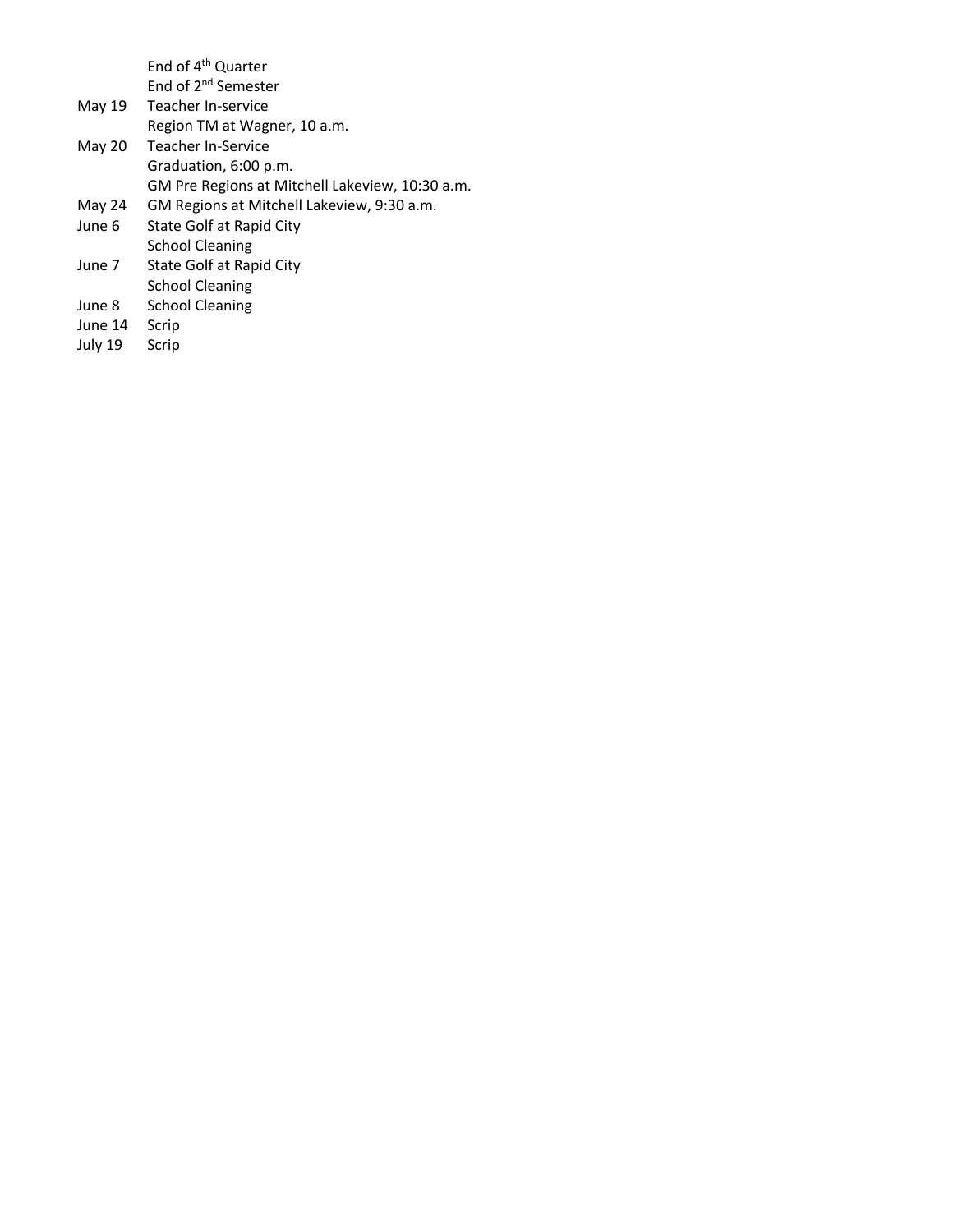| | |
|---|---|
| | End of 4th Quarter |
| | End of 2nd Semester |
| May 19 | Teacher In-service |
| | Region TM at Wagner, 10 a.m. |
| May 20 | Teacher In-Service |
| | Graduation, 6:00 p.m. |
| | GM Pre Regions at Mitchell Lakeview, 10:30 a.m. |
| May 24 | GM Regions at Mitchell Lakeview, 9:30 a.m. |
| June 6 | State Golf at Rapid City |
| | School Cleaning |
| June 7 | State Golf at Rapid City |
| | School Cleaning |
| June 8 | School Cleaning |
| June 14 | Scrip |
| July 19 | Scrip |